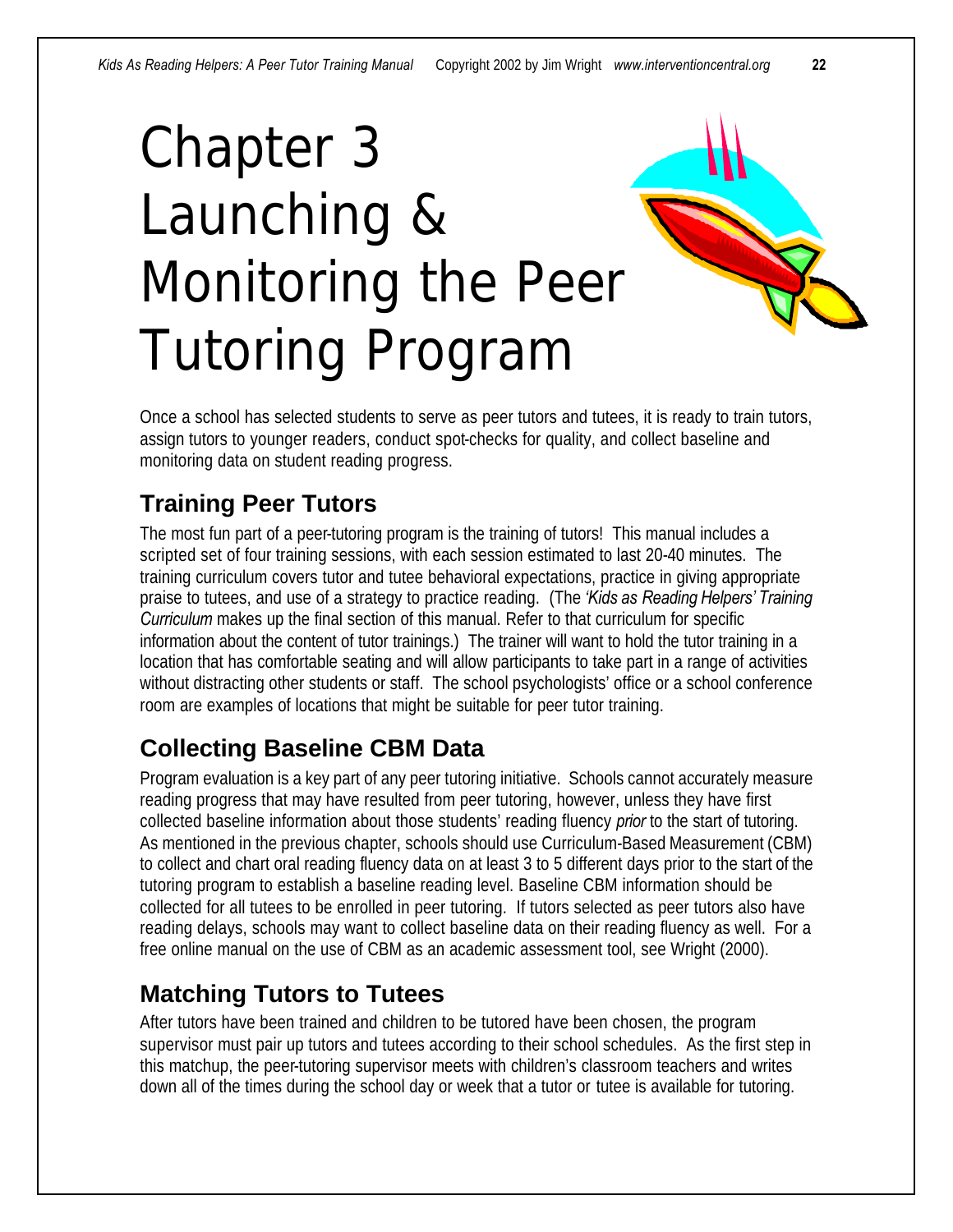# Chapter 3 Launching & Monitoring the Peer Tutoring Program

Once a school has selected students to serve as peer tutors and tutees, it is ready to train tutors, assign tutors to younger readers, conduct spot-checks for quality, and collect baseline and monitoring data on student reading progress.

## Training Peer Tutors

The most fun part of a peer-tutoring program is the training of tutors! This manual includes a scripted set of four training sessions, with each session estimated to last 20-40 minutes. The training curriculum covers tutor and tutee behavioral expectations, practice in giving appropriate praise to tutees, and use of a strategy to practice reading. (The *'Kids as Reading Helpers' Training Curriculum* makes up the final section of this manual. Refer to that curriculum for specific information about the content of tutor trainings.) The trainer will want to hold the tutor training in a location that has comfortable seating and will allow participants to take part in a range of activities without distracting other students or staff. The school psychologists' office or a school conference room are examples of locations that might be suitable for peer tutor training.

## Collecting Baseline CBM Data

Program evaluation is a key part of any peer tutoring initiative. Schools cannot accurately measure reading progress that may have resulted from peer tutoring, however, unless they have first collected baseline information about those students' reading fluency *prior* to the start of tutoring. As mentioned in the previous chapter, schools should use Curriculum-Based Measurement (CBM) to collect and chart oral reading fluency data on at least 3 to 5 different days prior to the start of the tutoring program to establish a baseline reading level. Baseline CBM information should be collected for all tutees to be enrolled in peer tutoring. If tutors selected as peer tutors also have reading delays, schools may want to collect baseline data on their reading fluency as well. For a free online manual on the use of CBM as an academic assessment tool, see Wright (2000).

## Matching Tutors to Tutees

After tutors have been trained and children to be tutored have been chosen, the program supervisor must pair up tutors and tutees according to their school schedules. As the first step in this matchup, the peer-tutoring supervisor meets with children's classroom teachers and writes down all of the times during the school day or week that a tutor or tutee is available for tutoring.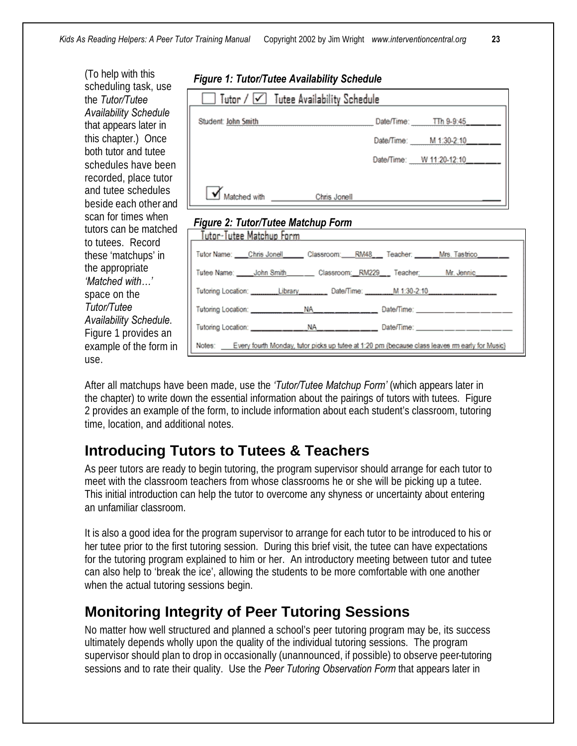(To help with this scheduling task, use the *Tutor/Tutee Availability Schedule* that appears later in this chapter.) Once both tutor and tutee schedules have been recorded, place tutor and tutee schedules beside each other and scan for times when tutors can be matched to tutees. Record these 'matchups' in the appropriate *'Matched with…'* space on the *Tutor/Tutee Availability Schedule*. Figure 1 provides an example of the form in use.

***Figure 1: Tutor/Tutee Availability Schedule***

☐ Tutor / ☑ Tutee Availability Schedule

Student: John Smith

Date/Time: TTh 9-9:45

Date/Time: M 1:30-2:10

Date/Time: W 11:20-12:10

☑ Matched with Chris Jonell

***Figure 2: Tutor/Tutee Matchup Form***

Tutor-Tutee Matchup Form

Tutor Name: Chris Jonell Classroom: RM48 Teacher: Mrs. Tastrico

Tutee Name: John Smith Classroom: RM229 Teacher: Mr. Jennic

Tutoring Location: Library Date/Time: M 1:30-2:10

Tutoring Location: NA Date/Time:

Tutoring Location: NA Date/Time:

Notes: Every fourth Monday, tutor picks up tutee at 1:20 pm (because class leaves rm early for Music)

After all matchups have been made, use the *'Tutor/Tutee Matchup Form'* (which appears later in the chapter) to write down the essential information about the pairings of tutors with tutees. Figure 2 provides an example of the form, to include information about each student's classroom, tutoring time, location, and additional notes.

## Introducing Tutors to Tutees & Teachers

As peer tutors are ready to begin tutoring, the program supervisor should arrange for each tutor to meet with the classroom teachers from whose classrooms he or she will be picking up a tutee. This initial introduction can help the tutor to overcome any shyness or uncertainty about entering an unfamiliar classroom.

It is also a good idea for the program supervisor to arrange for each tutor to be introduced to his or her tutee prior to the first tutoring session. During this brief visit, the tutee can have expectations for the tutoring program explained to him or her. An introductory meeting between tutor and tutee can also help to 'break the ice', allowing the students to be more comfortable with one another when the actual tutoring sessions begin.

## Monitoring Integrity of Peer Tutoring Sessions

No matter how well structured and planned a school's peer tutoring program may be, its success ultimately depends wholly upon the quality of the individual tutoring sessions. The program supervisor should plan to drop in occasionally (unannounced, if possible) to observe peer-tutoring sessions and to rate their quality. Use the *Peer Tutoring Observation Form* that appears later in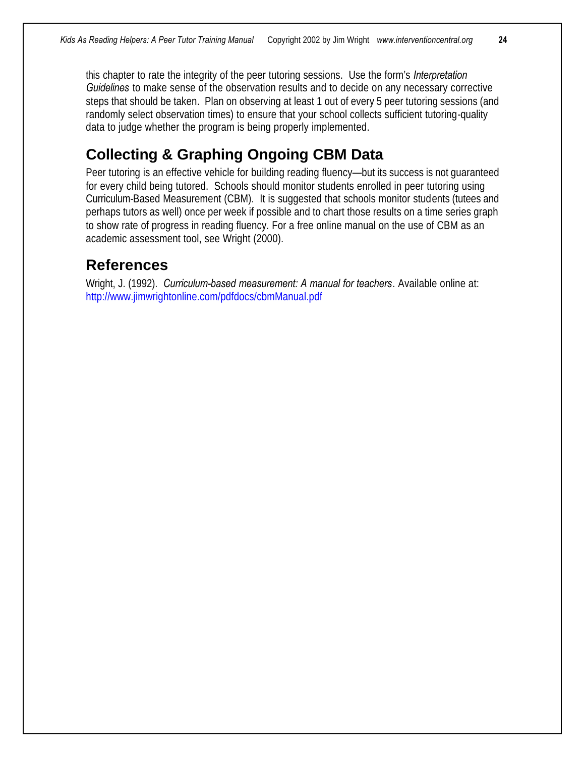this chapter to rate the integrity of the peer tutoring sessions. Use the form's *Interpretation Guidelines* to make sense of the observation results and to decide on any necessary corrective steps that should be taken. Plan on observing at least 1 out of every 5 peer tutoring sessions (and randomly select observation times) to ensure that your school collects sufficient tutoring-quality data to judge whether the program is being properly implemented.

## Collecting & Graphing Ongoing CBM Data

Peer tutoring is an effective vehicle for building reading fluency—but its success is not guaranteed for every child being tutored. Schools should monitor students enrolled in peer tutoring using Curriculum-Based Measurement (CBM). It is suggested that schools monitor students (tutees and perhaps tutors as well) once per week if possible and to chart those results on a time series graph to show rate of progress in reading fluency. For a free online manual on the use of CBM as an academic assessment tool, see Wright (2000).

## References

Wright, J. (1992). *Curriculum-based measurement: A manual for teachers*. Available online at: http://www.jimwrightonline.com/pdfdocs/cbmManual.pdf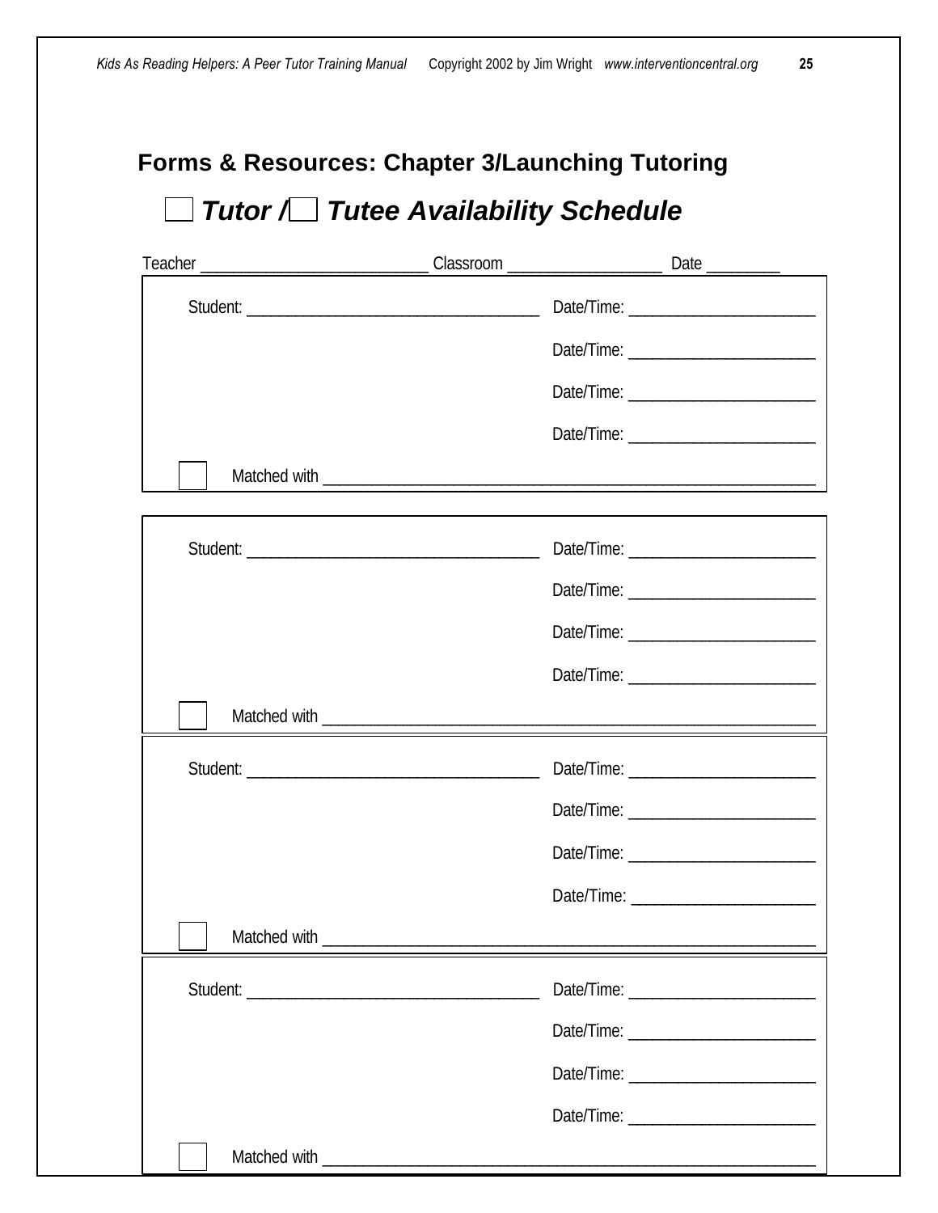## Forms & Resources: Chapter 3/Launching Tutoring

### ☐ *Tutor* /☐ *Tutee Availability Schedule*

Teacher ___________________________ Classroom __________________ Date _________

Student: ___________________________________ Date/Time: ______________________

Date/Time: ______________________

Date/Time: ______________________

Date/Time: ______________________

☐ Matched with ___________________________________________________________

---

Student: ___________________________________ Date/Time: ______________________

Date/Time: ______________________

Date/Time: ______________________

Date/Time: ______________________

☐ Matched with ___________________________________________________________

---

Student: ___________________________________ Date/Time: ______________________

Date/Time: ______________________

Date/Time: ______________________

Date/Time: ______________________

☐ Matched with ___________________________________________________________

---

Student: ___________________________________ Date/Time: ______________________

Date/Time: ______________________

Date/Time: ______________________

Date/Time: ______________________

☐ Matched with ___________________________________________________________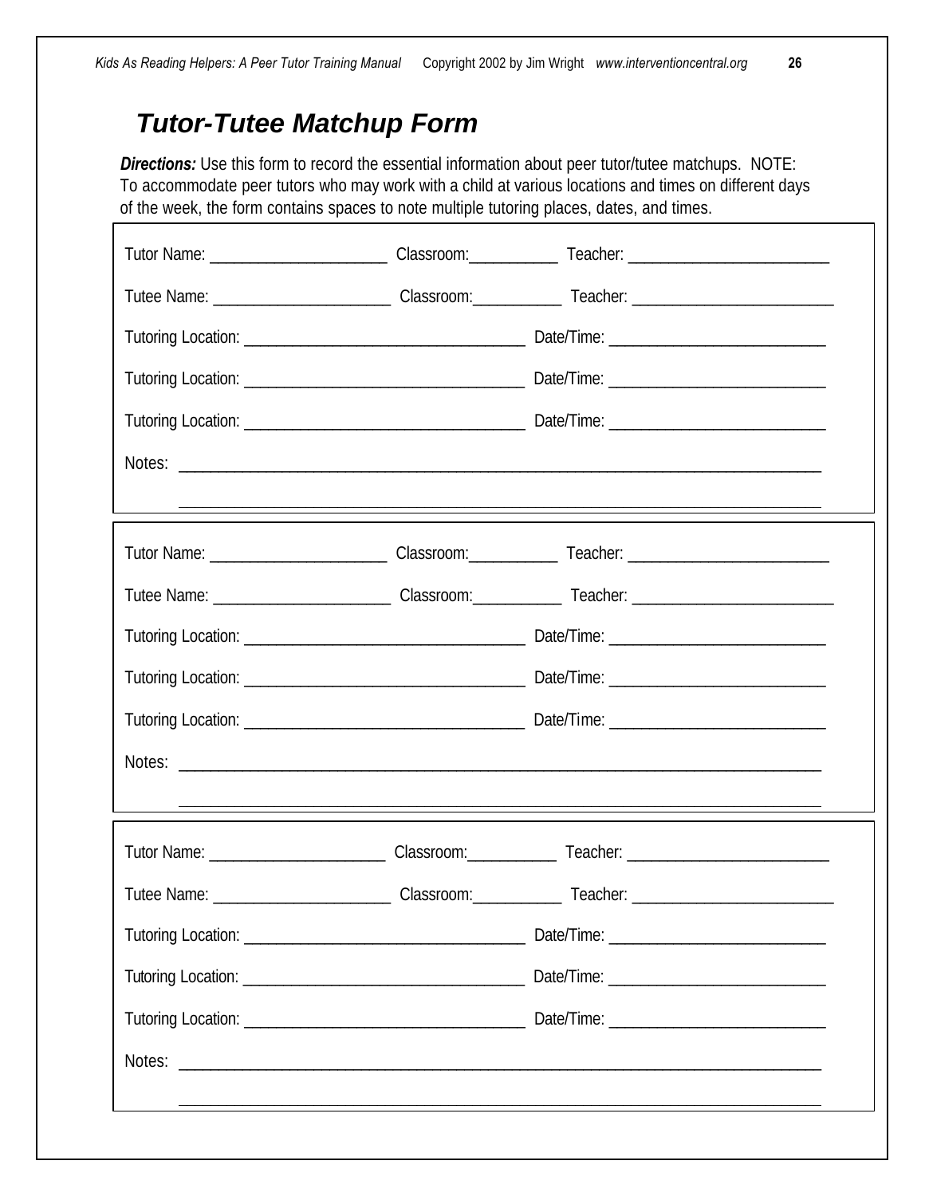## Tutor-Tutee Matchup Form

***Directions:*** Use this form to record the essential information about peer tutor/tutee matchups. NOTE: To accommodate peer tutors who may work with a child at various locations and times on different days of the week, the form contains spaces to note multiple tutoring places, dates, and times.

Tutor Name: ____________________ Classroom:__________ Teacher: ______________________

Tutee Name: ____________________ Classroom:__________ Teacher: ______________________

Tutoring Location: _______________________________ Date/Time: ________________________

Tutoring Location: _______________________________ Date/Time: ________________________

Tutoring Location: _______________________________ Date/Time: ________________________

Notes: ________________________________________________________________________

________________________________________________________________________

---

Tutor Name: ____________________ Classroom:__________ Teacher: ______________________

Tutee Name: ____________________ Classroom:__________ Teacher: ______________________

Tutoring Location: _______________________________ Date/Time: ________________________

Tutoring Location: _______________________________ Date/Time: ________________________

Tutoring Location: _______________________________ Date/Time: ________________________

Notes: ________________________________________________________________________

________________________________________________________________________

---

Tutor Name: ____________________ Classroom:__________ Teacher: ______________________

Tutee Name: ____________________ Classroom:__________ Teacher: ______________________

Tutoring Location: _______________________________ Date/Time: ________________________

Tutoring Location: _______________________________ Date/Time: ________________________

Tutoring Location: _______________________________ Date/Time: ________________________

Notes: ________________________________________________________________________

________________________________________________________________________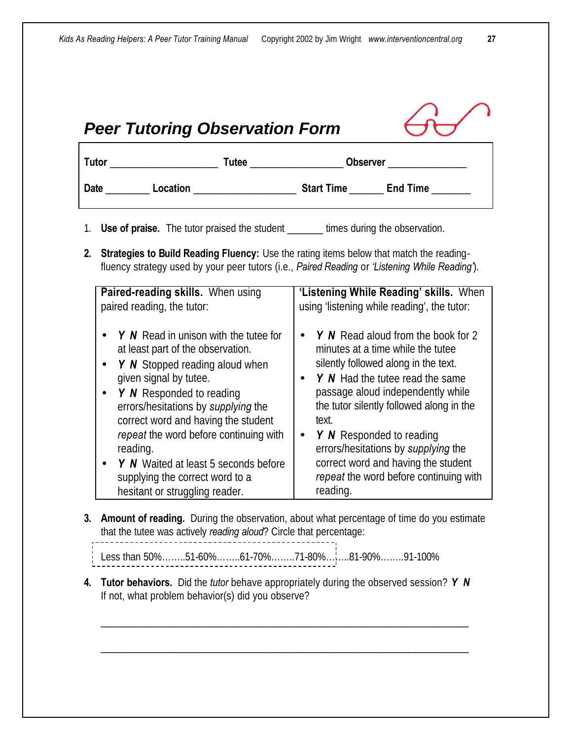## Peer Tutoring Observation Form

**Tutor** ____________________ **Tutee** _________________ **Observer** _______________

**Date** ________ **Location** ___________________ **Start Time** ______ **End Time** _______

1. **Use of praise.** The tutor praised the student _______ times during the observation.

2. **Strategies to Build Reading Fluency:** Use the rating items below that match the reading-fluency strategy used by your peer tutors (i.e., *Paired Reading* or *'Listening While Reading'*).

| **Paired-reading skills.** When using paired reading, the tutor: | **'Listening While Reading' skills.** When using 'listening while reading', the tutor: |
|---|---|
| • ***Y N*** Read in unison with the tutee for at least part of the observation.<br>• ***Y N*** Stopped reading aloud when given signal by tutee.<br>• ***Y N*** Responded to reading errors/hesitations by *supplying* the correct word and having the student *repeat* the word before continuing with reading.<br>• ***Y N*** Waited at least 5 seconds before supplying the correct word to a hesitant or struggling reader. | • ***Y N*** Read aloud from the book for 2 minutes at a time while the tutee silently followed along in the text.<br>• ***Y N*** Had the tutee read the same passage aloud independently while the tutor silently followed along in the text.<br>• ***Y N*** Responded to reading errors/hesitations by *supplying* the correct word and having the student *repeat* the word before continuing with reading. |

3. **Amount of reading.** During the observation, about what percentage of time do you estimate that the tutee was actively *reading aloud*? Circle that percentage:

   Less than 50%……..51-60%……..61-70%……..71-80%……..81-90%……..91-100%

4. **Tutor behaviors.** Did the *tutor* behave appropriately during the observed session? ***Y N***
   If not, what problem behavior(s) did you observe?

   ___________________________________________________________________________

   ___________________________________________________________________________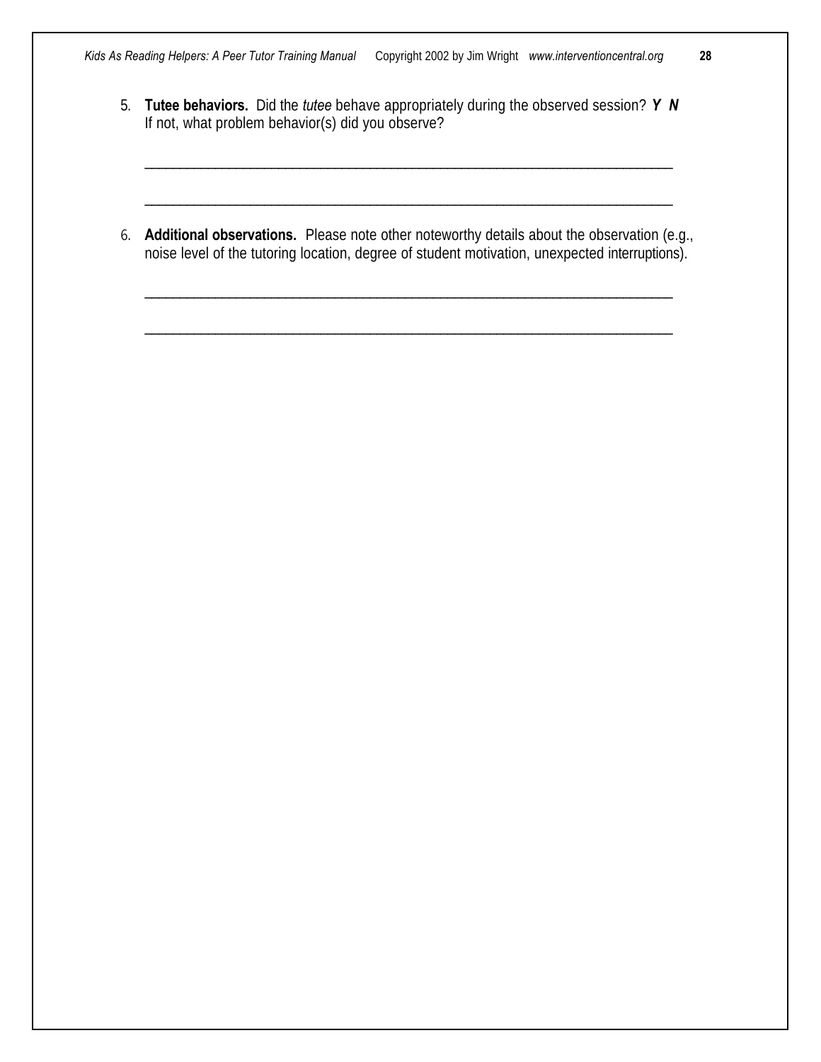5. **Tutee behaviors.** Did the *tutee* behave appropriately during the observed session? ***Y N***
   If not, what problem behavior(s) did you observe?

   ___________________________________________________________________________

   ___________________________________________________________________________

6. **Additional observations.** Please note other noteworthy details about the observation (e.g., noise level of the tutoring location, degree of student motivation, unexpected interruptions).

   ___________________________________________________________________________

   ___________________________________________________________________________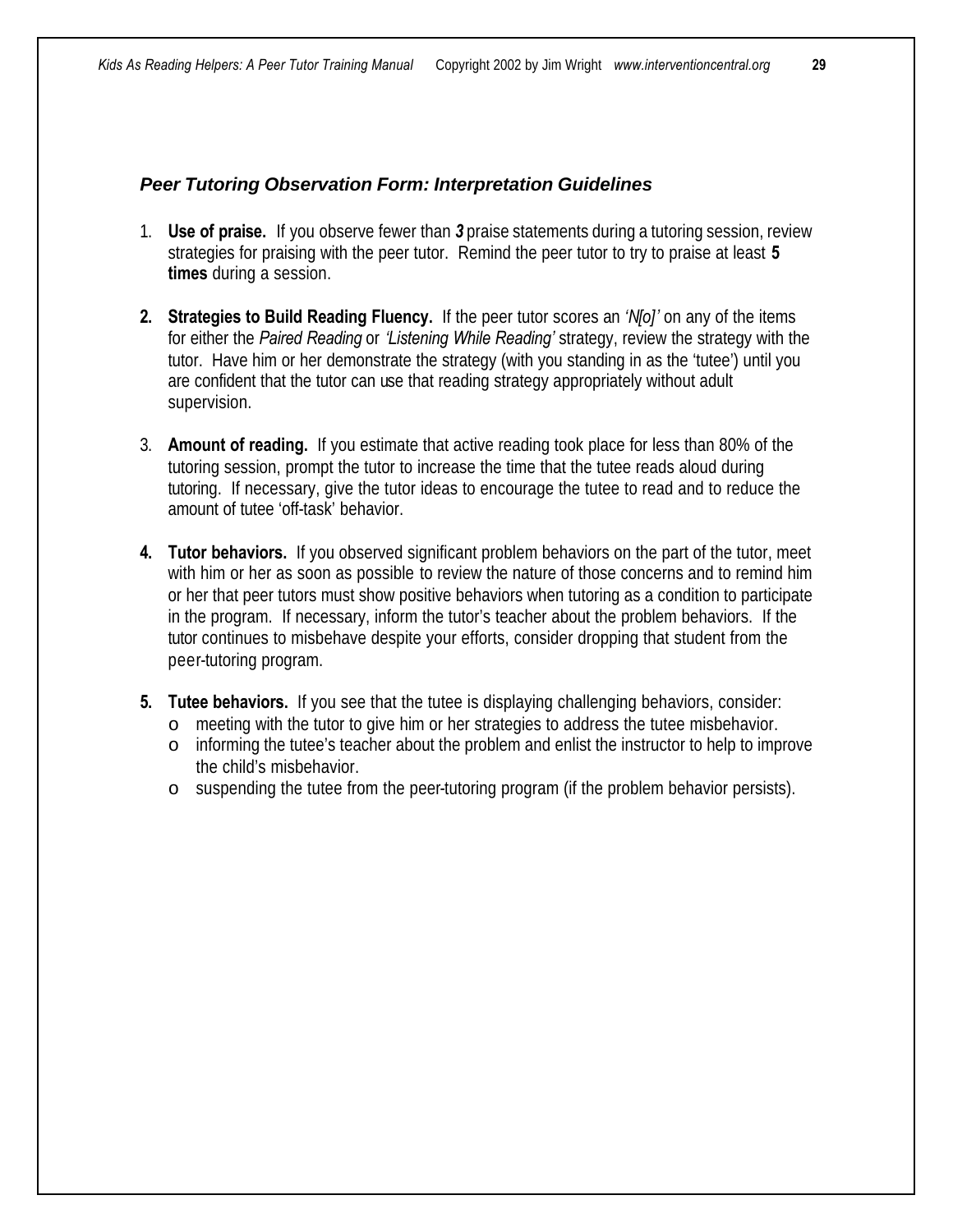### *Peer Tutoring Observation Form: Interpretation Guidelines*

1. **Use of praise.** If you observe fewer than ***3*** praise statements during a tutoring session, review strategies for praising with the peer tutor. Remind the peer tutor to try to praise at least **5 times** during a session.

2. **Strategies to Build Reading Fluency.** If the peer tutor scores an *'N[o]'* on any of the items for either the *Paired Reading* or *'Listening While Reading'* strategy, review the strategy with the tutor. Have him or her demonstrate the strategy (with you standing in as the 'tutee') until you are confident that the tutor can use that reading strategy appropriately without adult supervision.

3. **Amount of reading.** If you estimate that active reading took place for less than 80% of the tutoring session, prompt the tutor to increase the time that the tutee reads aloud during tutoring. If necessary, give the tutor ideas to encourage the tutee to read and to reduce the amount of tutee 'off-task' behavior.

4. **Tutor behaviors.** If you observed significant problem behaviors on the part of the tutor, meet with him or her as soon as possible to review the nature of those concerns and to remind him or her that peer tutors must show positive behaviors when tutoring as a condition to participate in the program. If necessary, inform the tutor's teacher about the problem behaviors. If the tutor continues to misbehave despite your efforts, consider dropping that student from the peer-tutoring program.

5. **Tutee behaviors.** If you see that the tutee is displaying challenging behaviors, consider:
   - meeting with the tutor to give him or her strategies to address the tutee misbehavior.
   - informing the tutee's teacher about the problem and enlist the instructor to help to improve the child's misbehavior.
   - suspending the tutee from the peer-tutoring program (if the problem behavior persists).